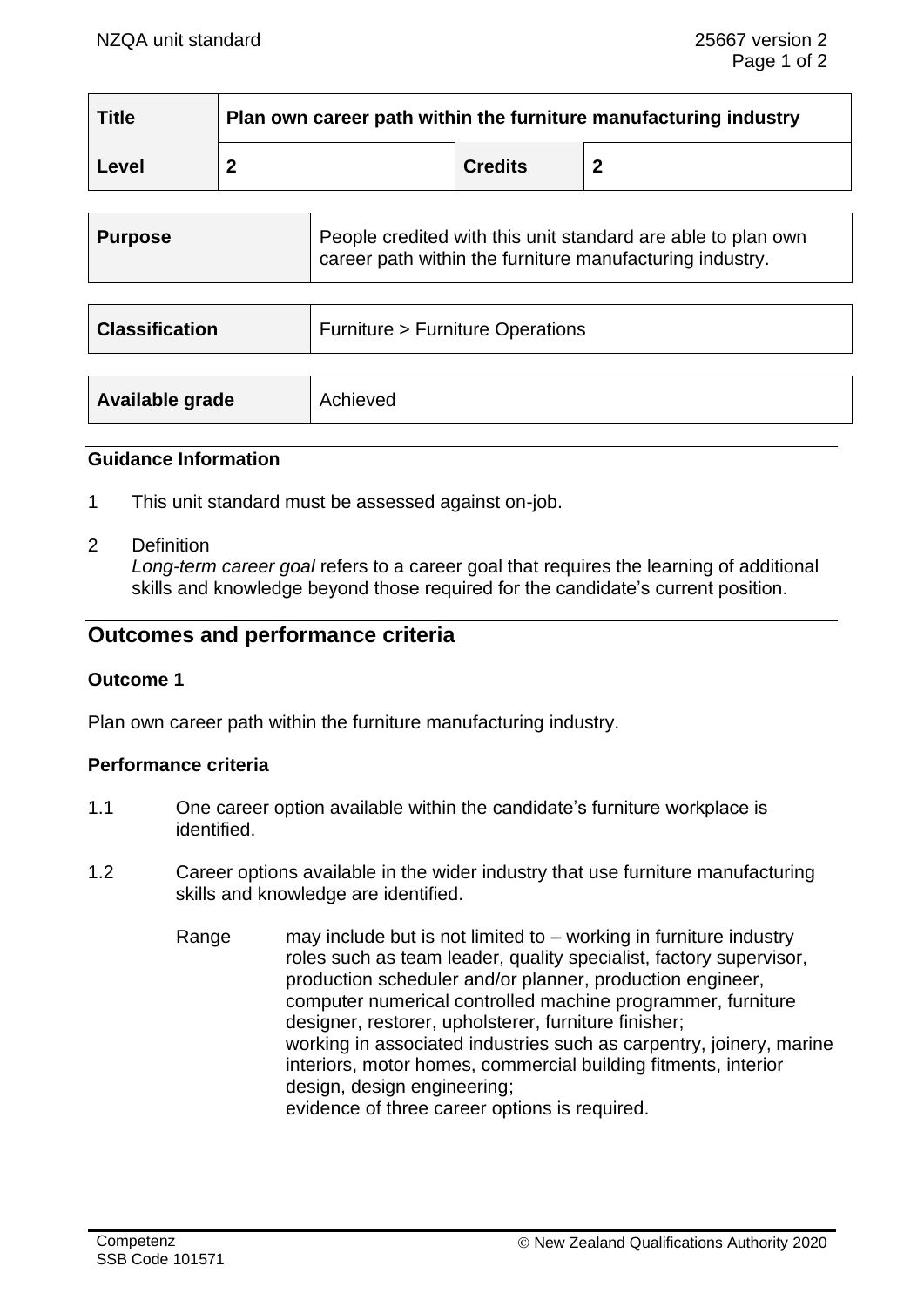| Title | Plan own career path within the furniture manufacturing industry | | |
|---|---|---|---|
| Level | 2 | Credits | 2 |

| Purpose | People credited with this unit standard are able to plan own career path within the furniture manufacturing industry. |
|---|---|

| Classification | Furniture > Furniture Operations |
|---|---|

| Available grade | Achieved |
|---|---|

### Guidance Information

1 This unit standard must be assessed against on-job.

2 Definition
*Long-term career goal* refers to a career goal that requires the learning of additional skills and knowledge beyond those required for the candidate's current position.

## Outcomes and performance criteria

### Outcome 1

Plan own career path within the furniture manufacturing industry.

#### Performance criteria

1.1 One career option available within the candidate's furniture workplace is identified.

1.2 Career options available in the wider industry that use furniture manufacturing skills and knowledge are identified.

Range may include but is not limited to – working in furniture industry roles such as team leader, quality specialist, factory supervisor, production scheduler and/or planner, production engineer, computer numerical controlled machine programmer, furniture designer, restorer, upholsterer, furniture finisher;
working in associated industries such as carpentry, joinery, marine interiors, motor homes, commercial building fitments, interior design, design engineering;
evidence of three career options is required.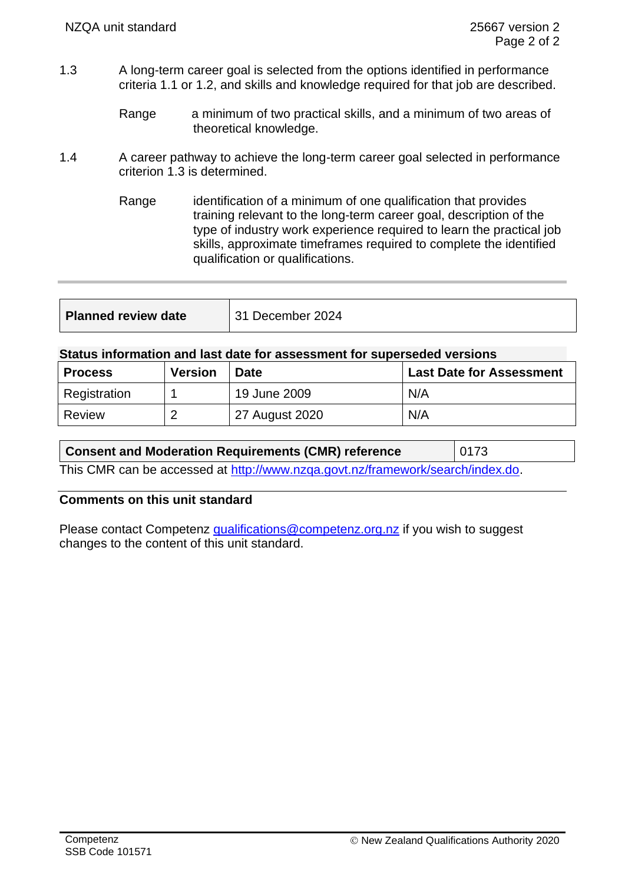1.3 A long-term career goal is selected from the options identified in performance criteria 1.1 or 1.2, and skills and knowledge required for that job are described.

Range a minimum of two practical skills, and a minimum of two areas of theoretical knowledge.

1.4 A career pathway to achieve the long-term career goal selected in performance criterion 1.3 is determined.

Range identification of a minimum of one qualification that provides training relevant to the long-term career goal, description of the type of industry work experience required to learn the practical job skills, approximate timeframes required to complete the identified qualification or qualifications.

| | |
|---|---|
| **Planned review date** | 31 December 2024 |

**Status information and last date for assessment for superseded versions**

| Process | Version | Date | Last Date for Assessment |
|---|---|---|---|
| Registration | 1 | 19 June 2009 | N/A |
| Review | 2 | 27 August 2020 | N/A |

| | |
|---|---|
| **Consent and Moderation Requirements (CMR) reference** | 0173 |

This CMR can be accessed at http://www.nzqa.govt.nz/framework/search/index.do.

**Comments on this unit standard**

Please contact Competenz qualifications@competenz.org.nz if you wish to suggest changes to the content of this unit standard.